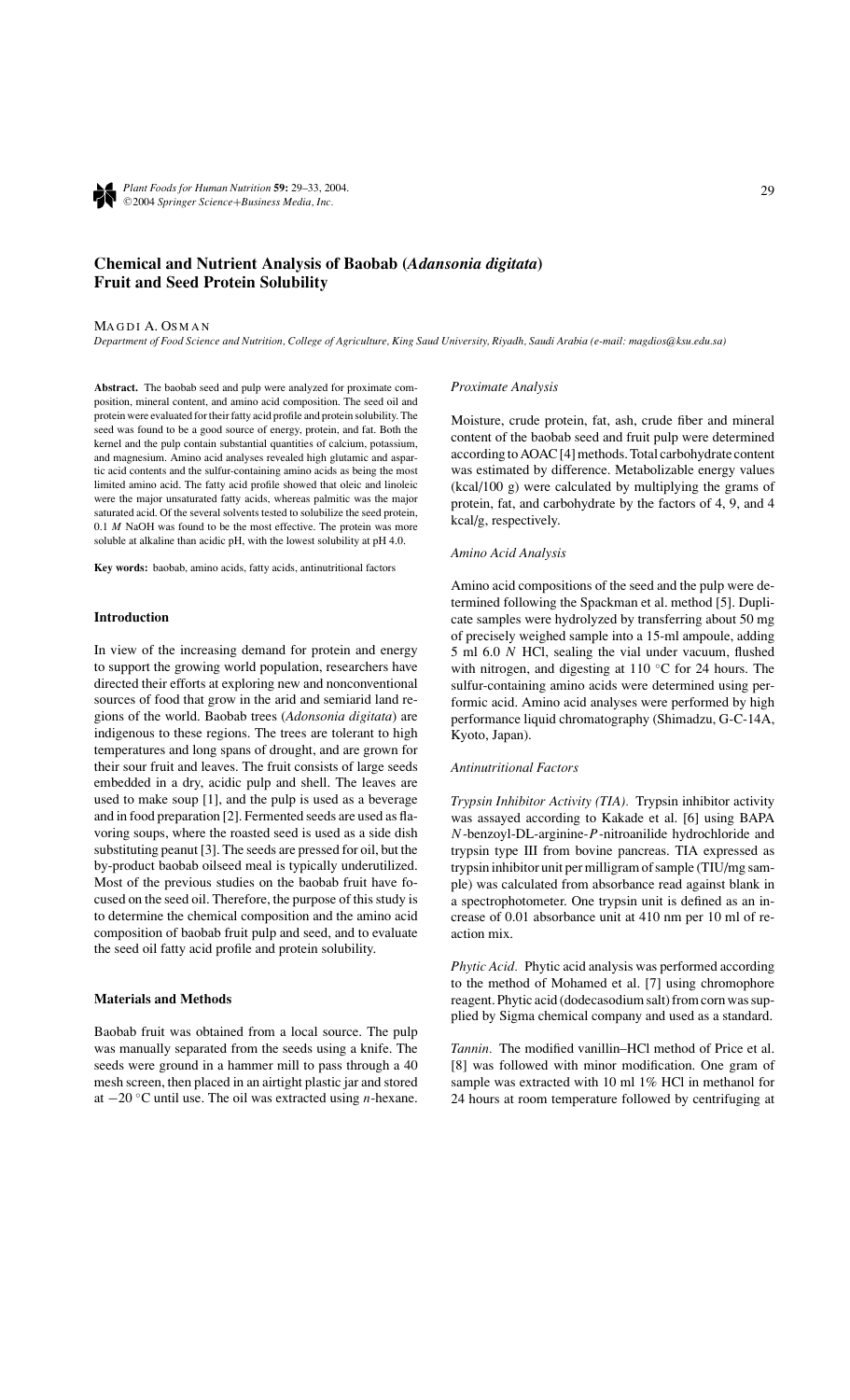# Chemical and Nutrient Analysis of Baobab (*Adansonia digitata*) Fruit and Seed Protein Solubility

MAGDI A. OSMAN

*Department of Food Science and Nutrition, College of Agriculture, King Saud University, Riyadh, Saudi Arabia (e-mail: magdios@ksu.edu.sa)*

**Abstract.** The baobab seed and pulp were analyzed for proximate composition, mineral content, and amino acid composition. The seed oil and protein were evaluated for their fatty acid profile and protein solubility. The seed was found to be a good source of energy, protein, and fat. Both the kernel and the pulp contain substantial quantities of calcium, potassium, and magnesium. Amino acid analyses revealed high glutamic and aspartic acid contents and the sulfur-containing amino acids as being the most limited amino acid. The fatty acid profile showed that oleic and linoleic were the major unsaturated fatty acids, whereas palmitic was the major saturated acid. Of the several solvents tested to solubilize the seed protein, 0.1 *M* NaOH was found to be the most effective. The protein was more soluble at alkaline than acidic pH, with the lowest solubility at pH 4.0.

**Key words:** baobab, amino acids, fatty acids, antinutritional factors

## Introduction

In view of the increasing demand for protein and energy to support the growing world population, researchers have directed their efforts at exploring new and nonconventional sources of food that grow in the arid and semiarid land regions of the world. Baobab trees (*Adansonia digitata*) are indigenous to these regions. The trees are tolerant to high temperatures and long spans of drought, and are grown for their sour fruit and leaves. The fruit consists of large seeds embedded in a dry, acidic pulp and shell. The leaves are used to make soup [1], and the pulp is used as a beverage and in food preparation [2]. Fermented seeds are used as flavoring soups, where the roasted seed is used as a side dish substituting peanut [3]. The seeds are pressed for oil, but the by-product baobab oilseed meal is typically underutilized. Most of the previous studies on the baobab fruit have focused on the seed oil. Therefore, the purpose of this study is to determine the chemical composition and the amino acid composition of baobab fruit pulp and seed, and to evaluate the seed oil fatty acid profile and protein solubility.

## Materials and Methods

Baobab fruit was obtained from a local source. The pulp was manually separated from the seeds using a knife. The seeds were ground in a hammer mill to pass through a 40 mesh screen, then placed in an airtight plastic jar and stored at −20 °C until use. The oil was extracted using *n*-hexane.

### *Proximate Analysis*

Moisture, crude protein, fat, ash, crude fiber and mineral content of the baobab seed and fruit pulp were determined according to AOAC [4] methods. Total carbohydrate content was estimated by difference. Metabolizable energy values (kcal/100 g) were calculated by multiplying the grams of protein, fat, and carbohydrate by the factors of 4, 9, and 4 kcal/g, respectively.

### *Amino Acid Analysis*

Amino acid compositions of the seed and the pulp were determined following the Spackman et al. method [5]. Duplicate samples were hydrolyzed by transferring about 50 mg of precisely weighed sample into a 15-ml ampoule, adding 5 ml 6.0 *N* HCl, sealing the vial under vacuum, flushed with nitrogen, and digesting at 110 °C for 24 hours. The sulfur-containing amino acids were determined using performic acid. Amino acid analyses were performed by high performance liquid chromatography (Shimadzu, G-C-14A, Kyoto, Japan).

### *Antinutritional Factors*

*Trypsin Inhibitor Activity (TIA).* Trypsin inhibitor activity was assayed according to Kakade et al. [6] using BAPA *N*-benzoyl-DL-arginine-*P*-nitroanilide hydrochloride and trypsin type III from bovine pancreas. TIA expressed as trypsin inhibitor unit per milligram of sample (TIU/mg sample) was calculated from absorbance read against blank in a spectrophotometer. One trypsin unit is defined as an increase of 0.01 absorbance unit at 410 nm per 10 ml of reaction mix.

*Phytic Acid.* Phytic acid analysis was performed according to the method of Mohamed et al. [7] using chromophore reagent. Phytic acid (dodecasodium salt) from corn was supplied by Sigma chemical company and used as a standard.

*Tannin.* The modified vanillin–HCl method of Price et al. [8] was followed with minor modification. One gram of sample was extracted with 10 ml 1% HCl in methanol for 24 hours at room temperature followed by centrifuging at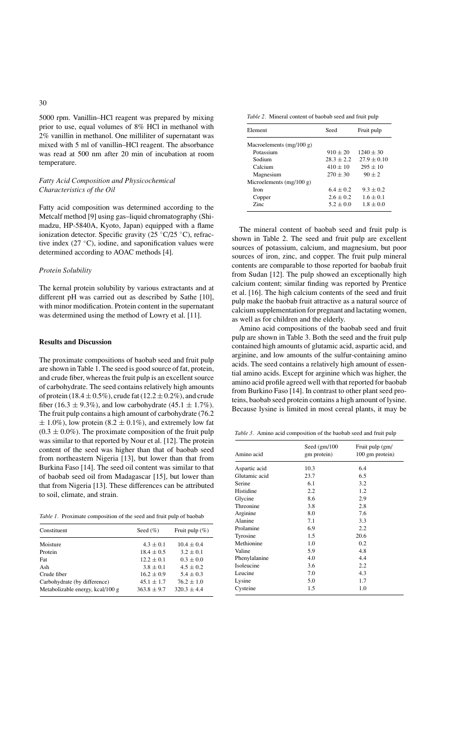5000 rpm. Vanillin–HCl reagent was prepared by mixing prior to use, equal volumes of 8% HCl in methanol with 2% vanillin in methanol. One milliliter of supernatant was mixed with 5 ml of vanillin–HCl reagent. The absorbance was read at 500 nm after 20 min of incubation at room temperature.

### *Fatty Acid Composition and Physicochemical Characteristics of the Oil*

Fatty acid composition was determined according to the Metcalf method [9] using gas–liquid chromatography (Shimadzu, HP-5840A, Kyoto, Japan) equipped with a flame ionization detector. Specific gravity (25 °C/25 °C), refractive index (27 °C), iodine, and saponification values were determined according to AOAC methods [4].

### *Protein Solubility*

The kernal protein solubility by various extractants and at different pH was carried out as described by Sathe [10], with minor modification. Protein content in the supernatant was determined using the method of Lowry et al. [11].

## Results and Discussion

The proximate compositions of baobab seed and fruit pulp are shown in Table 1. The seed is good source of fat, protein, and crude fiber, whereas the fruit pulp is an excellent source of carbohydrate. The seed contains relatively high amounts of protein (18.4 ± 0.5%), crude fat (12.2 ± 0.2%), and crude fiber (16.3 ± 9.3%), and low carbohydrate (45.1 ± 1.7%). The fruit pulp contains a high amount of carbohydrate (76.2 ± 1.0%), low protein (8.2 ± 0.1%), and extremely low fat (0.3 ± 0.0%). The proximate composition of the fruit pulp was similar to that reported by Nour et al. [12]. The protein content of the seed was higher than that of baobab seed from northeastern Nigeria [13], but lower than that from Burkina Faso [14]. The seed oil content was similar to that of baobab seed oil from Madagascar [15], but lower than that from Nigeria [13]. These differences can be attributed to soil, climate, and strain.

*Table 1.* Proximate composition of the seed and fruit pulp of baobab

| Constituent | Seed (%) | Fruit pulp (%) |
|---|---|---|
| Moisture | 4.3 ± 0.1 | 10.4 ± 0.4 |
| Protein | 18.4 ± 0.5 | 3.2 ± 0.1 |
| Fat | 12.2 ± 0.1 | 0.3 ± 0.0 |
| Ash | 3.8 ± 0.1 | 4.5 ± 0.2 |
| Crude fiber | 16.2 ± 0.9 | 5.4 ± 0.3 |
| Carbohydrate (by difference) | 45.1 ± 1.7 | 76.2 ± 1.0 |
| Metabolizable energy, kcal/100 g | 363.8 ± 9.7 | 320.3 ± 4.4 |

*Table 2.* Mineral content of baobab seed and fruit pulp

| Element | Seed | Fruit pulp |
|---|---|---|
| Macroelements (mg/100 g) | | |
| Potassium | 910 ± 20 | 1240 ± 30 |
| Sodium | 28.3 ± 2.2 | 27.9 ± 0.10 |
| Calcium | 410 ± 10 | 295 ± 10 |
| Magnesium | 270 ± 30 | 90 ± 2 |
| Microelements (mg/100 g) | | |
| Iron | 6.4 ± 0.2 | 9.3 ± 0.2 |
| Copper | 2.6 ± 0.2 | 1.6 ± 0.1 |
| Zinc | 5.2 ± 0.0 | 1.8 ± 0.0 |

The mineral content of baobab seed and fruit pulp is shown in Table 2. The seed and fruit pulp are excellent sources of potassium, calcium, and magnesium, but poor sources of iron, zinc, and copper. The fruit pulp mineral contents are comparable to those reported for baobab fruit from Sudan [12]. The pulp showed an exceptionally high calcium content; similar finding was reported by Prentice et al. [16]. The high calcium contents of the seed and fruit pulp make the baobab fruit attractive as a natural source of calcium supplementation for pregnant and lactating women, as well as for children and the elderly.

Amino acid compositions of the baobab seed and fruit pulp are shown in Table 3. Both the seed and the fruit pulp contained high amounts of glutamic acid, aspartic acid, and arginine, and low amounts of the sulfur-containing amino acids. The seed contains a relatively high amount of essential amino acids. Except for arginine which was higher, the amino acid profile agreed well with that reported for baobab from Burkino Faso [14]. In contrast to other plant seed proteins, baobab seed protein contains a high amount of lysine. Because lysine is limited in most cereal plants, it may be

*Table 3.* Amino acid composition of the baobab seed and fruit pulp

| Amino acid | Seed (gm/100 gm protein) | Fruit pulp (gm/100 gm protein) |
|---|---|---|
| Aspartic acid | 10.3 | 6.4 |
| Glutamic acid | 23.7 | 6.5 |
| Serine | 6.1 | 3.2 |
| Histidine | 2.2 | 1.2 |
| Glycine | 8.6 | 2.9 |
| Threonine | 3.8 | 2.8 |
| Arginine | 8.0 | 7.6 |
| Alanine | 7.1 | 3.3 |
| Prolamine | 6.9 | 2.2 |
| Tyrosine | 1.5 | 20.6 |
| Methionine | 1.0 | 0.2 |
| Valine | 5.9 | 4.8 |
| Phenylalanine | 4.0 | 4.4 |
| Isoleucine | 3.6 | 2.2 |
| Leucine | 7.0 | 4.3 |
| Lysine | 5.0 | 1.7 |
| Cysteine | 1.5 | 1.0 |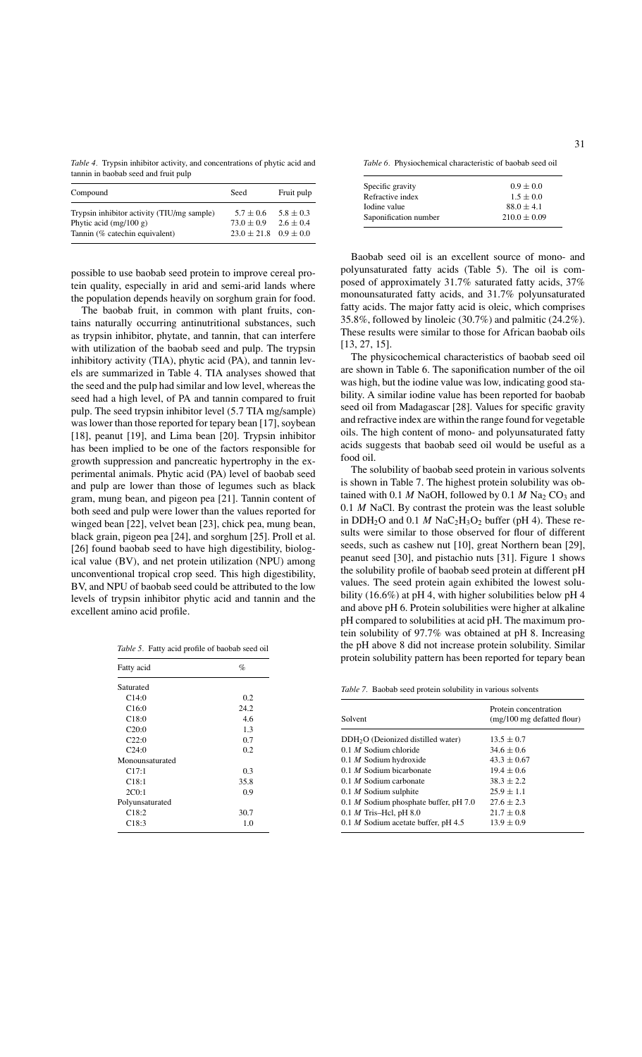*Table 4*. Trypsin inhibitor activity, and concentrations of phytic acid and tannin in baobab seed and fruit pulp

| Compound | Seed | Fruit pulp |
|---|---|---|
| Trypsin inhibitor activity (TIU/mg sample) | $5.7 \pm 0.6$ | $5.8 \pm 0.3$ |
| Phytic acid (mg/100 g) | $73.0 \pm 0.9$ | $2.6 \pm 0.4$ |
| Tannin (% catechin equivalent) | $23.0 \pm 21.8$ | $0.9 \pm 0.0$ |

possible to use baobab seed protein to improve cereal protein quality, especially in arid and semi-arid lands where the population depends heavily on sorghum grain for food.

The baobab fruit, in common with plant fruits, contains naturally occurring antinutritional substances, such as trypsin inhibitor, phytate, and tannin, that can interfere with utilization of the baobab seed and pulp. The trypsin inhibitory activity (TIA), phytic acid (PA), and tannin levels are summarized in Table 4. TIA analyses showed that the seed and the pulp had similar and low level, whereas the seed had a high level, of PA and tannin compared to fruit pulp. The seed trypsin inhibitor level (5.7 TIA mg/sample) was lower than those reported for tepary bean [17], soybean [18], peanut [19], and Lima bean [20]. Trypsin inhibitor has been implied to be one of the factors responsible for growth suppression and pancreatic hypertrophy in the experimental animals. Phytic acid (PA) level of baobab seed and pulp are lower than those of legumes such as black gram, mung bean, and pigeon pea [21]. Tannin content of both seed and pulp were lower than the values reported for winged bean [22], velvet bean [23], chick pea, mung bean, black grain, pigeon pea [24], and sorghum [25]. Proll et al. [26] found baobab seed to have high digestibility, biological value (BV), and net protein utilization (NPU) among unconventional tropical crop seed. This high digestibility, BV, and NPU of baobab seed could be attributed to the low levels of trypsin inhibitor phytic acid and tannin and the excellent amino acid profile.

*Table 5*. Fatty acid profile of baobab seed oil

| Fatty acid | % |
|---|---|
| Saturated | |
| C14:0 | 0.2 |
| C16:0 | 24.2 |
| C18:0 | 4.6 |
| C20:0 | 1.3 |
| C22:0 | 0.7 |
| C24:0 | 0.2 |
| Monounsaturated | |
| C17:1 | 0.3 |
| C18:1 | 35.8 |
| 2C0:1 | 0.9 |
| Polyunsaturated | |
| C18:2 | 30.7 |
| C18:3 | 1.0 |

*Table 6*. Physiochemical characteristic of baobab seed oil

| | |
|---|---|
| Specific gravity | $0.9 \pm 0.0$ |
| Refractive index | $1.5 \pm 0.0$ |
| Iodine value | $88.0 \pm 4.1$ |
| Saponification number | $210.0 \pm 0.09$ |

Baobab seed oil is an excellent source of mono- and polyunsaturated fatty acids (Table 5). The oil is composed of approximately 31.7% saturated fatty acids, 37% monounsaturated fatty acids, and 31.7% polyunsaturated fatty acids. The major fatty acid is oleic, which comprises 35.8%, followed by linoleic (30.7%) and palmitic (24.2%). These results were similar to those for African baobab oils [13, 27, 15].

The physicochemical characteristics of baobab seed oil are shown in Table 6. The saponification number of the oil was high, but the iodine value was low, indicating good stability. A similar iodine value has been reported for baobab seed oil from Madagascar [28]. Values for specific gravity and refractive index are within the range found for vegetable oils. The high content of mono- and polyunsaturated fatty acids suggests that baobab seed oil would be useful as a food oil.

The solubility of baobab seed protein in various solvents is shown in Table 7. The highest protein solubility was obtained with 0.1 *M* NaOH, followed by 0.1 *M* $Na_2CO_3$ and 0.1 *M* NaCl. By contrast the protein was the least soluble in $DDH_2O$ and 0.1 *M* $NaC_2H_3O_2$ buffer (pH 4). These results were similar to those observed for flour of different seeds, such as cashew nut [10], great Northern bean [29], peanut seed [30], and pistachio nuts [31]. Figure 1 shows the solubility profile of baobab seed protein at different pH values. The seed protein again exhibited the lowest solubility (16.6%) at pH 4, with higher solubilities below pH 4 and above pH 6. Protein solubilities were higher at alkaline pH compared to solubilities at acid pH. The maximum protein solubility of 97.7% was obtained at pH 8. Increasing the pH above 8 did not increase protein solubility. Similar protein solubility pattern has been reported for tepary bean

*Table 7*. Baobab seed protein solubility in various solvents

| Solvent | Protein concentration (mg/100 mg defatted flour) |
|---|---|
| $DDH_2O$ (Deionized distilled water) | $13.5 \pm 0.7$ |
| 0.1 *M* Sodium chloride | $34.6 \pm 0.6$ |
| 0.1 *M* Sodium hydroxide | $43.3 \pm 0.67$ |
| 0.1 *M* Sodium bicarbonate | $19.4 \pm 0.6$ |
| 0.1 *M* Sodium carbonate | $38.3 \pm 2.2$ |
| 0.1 *M* Sodium sulphite | $25.9 \pm 1.1$ |
| 0.1 *M* Sodium phosphate buffer, pH 7.0 | $27.6 \pm 2.3$ |
| 0.1 *M* Tris–Hcl, pH 8.0 | $21.7 \pm 0.8$ |
| 0.1 *M* Sodium acetate buffer, pH 4.5 | $13.9 \pm 0.9$ |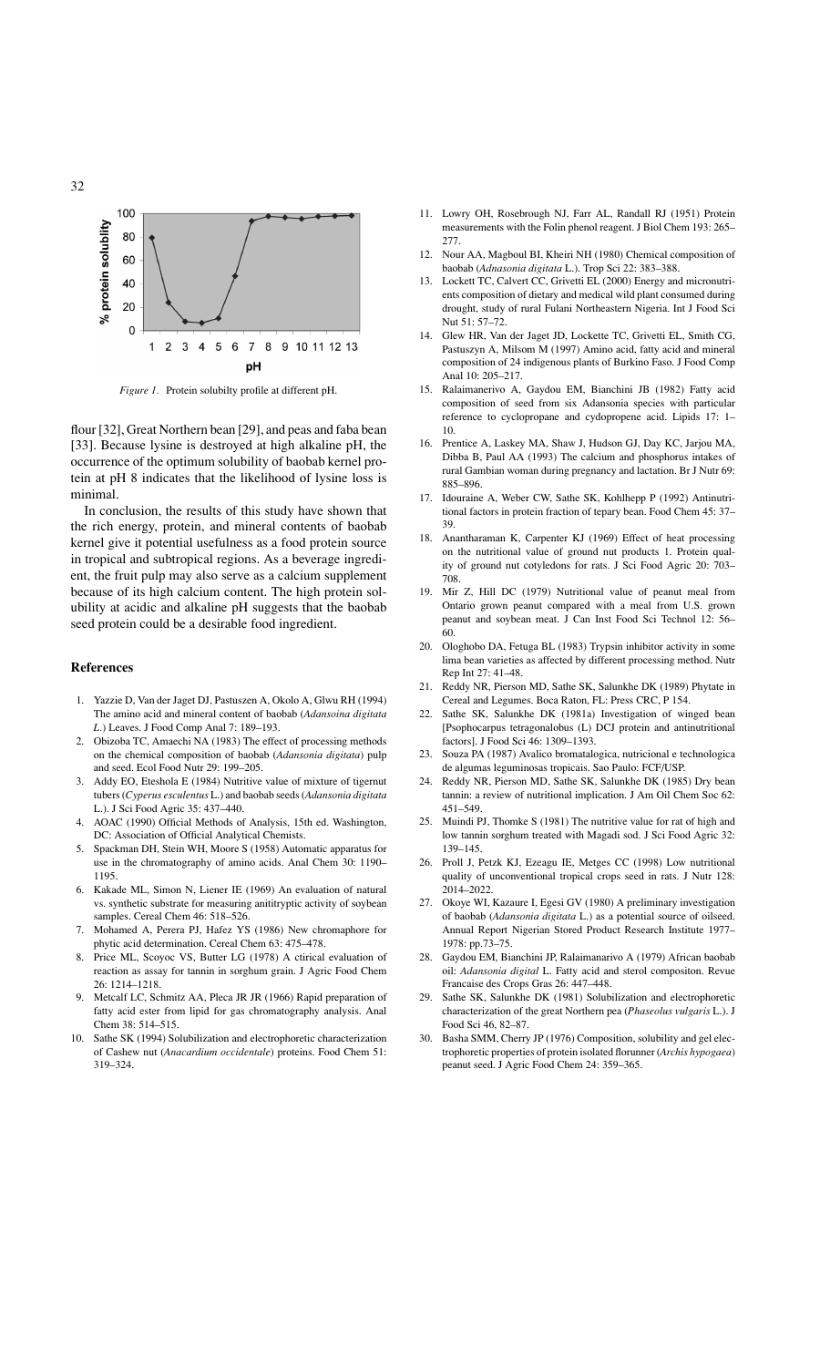*Figure 1.* Protein solubilty profile at different pH.

flour [32], Great Northern bean [29], and peas and faba bean [33]. Because lysine is destroyed at high alkaline pH, the occurrence of the optimum solubility of baobab kernel protein at pH 8 indicates that the likelihood of lysine loss is minimal.

In conclusion, the results of this study have shown that the rich energy, protein, and mineral contents of baobab kernel give it potential usefulness as a food protein source in tropical and subtropical regions. As a beverage ingredient, the fruit pulp may also serve as a calcium supplement because of its high calcium content. The high protein solubility at acidic and alkaline pH suggests that the baobab seed protein could be a desirable food ingredient.

## References

1. Yazzie D, Van der Jaget DJ, Pastuszen A, Okolo A, Glwu RH (1994) The amino acid and mineral content of baobab (*Adansoina digitata L.*) Leaves. J Food Comp Anal 7: 189–193.
2. Obizoba TC, Amaechi NA (1983) The effect of processing methods on the chemical composition of baobab (*Adansonia digitata*) pulp and seed. Ecol Food Nutr 29: 199–205.
3. Addy EO, Eteshola E (1984) Nutritive value of mixture of tigernut tubers (*Cyperus esculentus* L.) and baobab seeds (*Adansonia digitata* L.). J Sci Food Agric 35: 437–440.
4. AOAC (1990) Official Methods of Analysis, 15th ed. Washington, DC: Association of Official Analytical Chemists.
5. Spackman DH, Stein WH, Moore S (1958) Automatic apparatus for use in the chromatography of amino acids. Anal Chem 30: 1190–1195.
6. Kakade ML, Simon N, Liener IE (1969) An evaluation of natural vs. synthetic substrate for measuring anititryptic activity of soybean samples. Cereal Chem 46: 518–526.
7. Mohamed A, Perera PJ, Hafez YS (1986) New chromaphore for phytic acid determination. Cereal Chem 63: 475–478.
8. Price ML, Scoyoc VS, Butter LG (1978) A ctirical evaluation of reaction as assay for tannin in sorghum grain. J Agric Food Chem 26: 1214–1218.
9. Metcalf LC, Schmitz AA, Pleca JR JR (1966) Rapid preparation of fatty acid ester from lipid for gas chromatography analysis. Anal Chem 38: 514–515.
10. Sathe SK (1994) Solubilization and electrophoretic characterization of Cashew nut (*Anacardium occidentale*) proteins. Food Chem 51: 319–324.
11. Lowry OH, Rosebrough NJ, Farr AL, Randall RJ (1951) Protein measurements with the Folin phenol reagent. J Biol Chem 193: 265–277.
12. Nour AA, Magboul BI, Kheiri NH (1980) Chemical composition of baobab (*Adnasonia digitata* L.). Trop Sci 22: 383–388.
13. Lockett TC, Calvert CC, Grivetti EL (2000) Energy and micronutrients composition of dietary and medical wild plant consumed during drought, study of rural Fulani Northeastern Nigeria. Int J Food Sci Nut 51: 57–72.
14. Glew HR, Van der Jaget DJ, Lockette TC, Grivetti EL, Smith CG, Pastuszyn A, Milsom M (1997) Amino acid, fatty acid and mineral composition of 24 indigenous plants of Burkino Faso. J Food Comp Anal 10: 205–217.
15. Ralaimanerivo A, Gaydou EM, Bianchini JB (1982) Fatty acid composition of seed from six Adansonia species with particular reference to cyclopropane and cydopropene acid. Lipids 17: 1–10.
16. Prentice A, Laskey MA, Shaw J, Hudson GJ, Day KC, Jarjou MA, Dibba B, Paul AA (1993) The calcium and phosphorus intakes of rural Gambian woman during pregnancy and lactation. Br J Nutr 69: 885–896.
17. Idouraine A, Weber CW, Sathe SK, Kohlhepp P (1992) Antinutritional factors in protein fraction of tepary bean. Food Chem 45: 37–39.
18. Anantharaman K, Carpenter KJ (1969) Effect of heat processing on the nutritional value of ground nut products 1. Protein quality of ground nut cotyledons for rats. J Sci Food Agric 20: 703–708.
19. Mir Z, Hill DC (1979) Nutritional value of peanut meal from Ontario grown peanut compared with a meal from U.S. grown peanut and soybean meat. J Can Inst Food Sci Technol 12: 56–60.
20. Ologhobo DA, Fetuga BL (1983) Trypsin inhibitor activity in some lima bean varieties as affected by different processing method. Nutr Rep Int 27: 41–48.
21. Reddy NR, Pierson MD, Sathe SK, Salunkhe DK (1989) Phytate in Cereal and Legumes. Boca Raton, FL: Press CRC, P 154.
22. Sathe SK, Salunkhe DK (1981a) Investigation of winged bean [Psophocarpus tetragonalobus (L) DCJ protein and antinutritional factors]. J Food Sci 46: 1309–1393.
23. Souza PA (1987) Avalico bromatalogica, nutricional e technologica de algumas leguminosas tropicais. Sao Paulo: FCF/USP.
24. Reddy NR, Pierson MD, Sathe SK, Salunkhe DK (1985) Dry bean tannin: a review of nutritional implication. J Am Oil Chem Soc 62: 451–549.
25. Muindi PJ, Thomke S (1981) The nutritive value for rat of high and low tannin sorghum treated with Magadi sod. J Sci Food Agric 32: 139–145.
26. Proll J, Petzk KJ, Ezeagu IE, Metges CC (1998) Low nutritional quality of unconventional tropical crops seed in rats. J Nutr 128: 2014–2022.
27. Okoye WI, Kazaure I, Egesi GV (1980) A preliminary investigation of baobab (*Adansonia digitata* L.) as a potential source of oilseed. Annual Report Nigerian Stored Product Research Institute 1977–1978: pp.73–75.
28. Gaydou EM, Bianchini JP, Ralaimanarivo A (1979) African baobab oil: *Adansonia digital* L. Fatty acid and sterol compositon. Revue Francaise des Crops Gras 26: 447–448.
29. Sathe SK, Salunkhe DK (1981) Solubilization and electrophoretic characterization of the great Northern pea (*Phaseolus vulgaris* L.). J Food Sci 46, 82–87.
30. Basha SMM, Cherry JP (1976) Composition, solubility and gel electrophoretic properties of protein isolated florunner (*Archis hypogaea*) peanut seed. J Agric Food Chem 24: 359–365.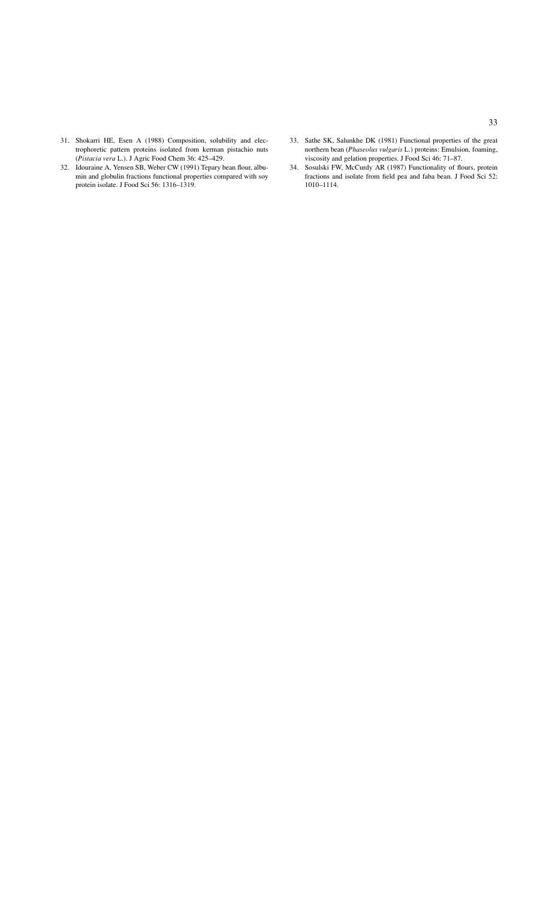31. Shokarri HE, Esen A (1988) Composition, solubility and electrophoretic pattern proteins isolated from kerman pistachio nuts (*Pistacia vera* L.). J Agric Food Chem 36: 425–429.
32. Idouraine A, Yensen SB, Weber CW (1991) Tepary bean flour, albumin and globulin fractions functional properties compared with soy protein isolate. J Food Sci 56: 1316–1319.
33. Sathe SK, Salunkhe DK (1981) Functional properties of the great northern bean (*Phaseolus vulgaris* L.) proteins: Emulsion, foaming, viscosity and gelation properties. J Food Sci 46: 71–87.
34. Sosulski FW, McCurdy AR (1987) Functionality of flours, protein fractions and isolate from field pea and faba bean. J Food Sci 52: 1010–1114.